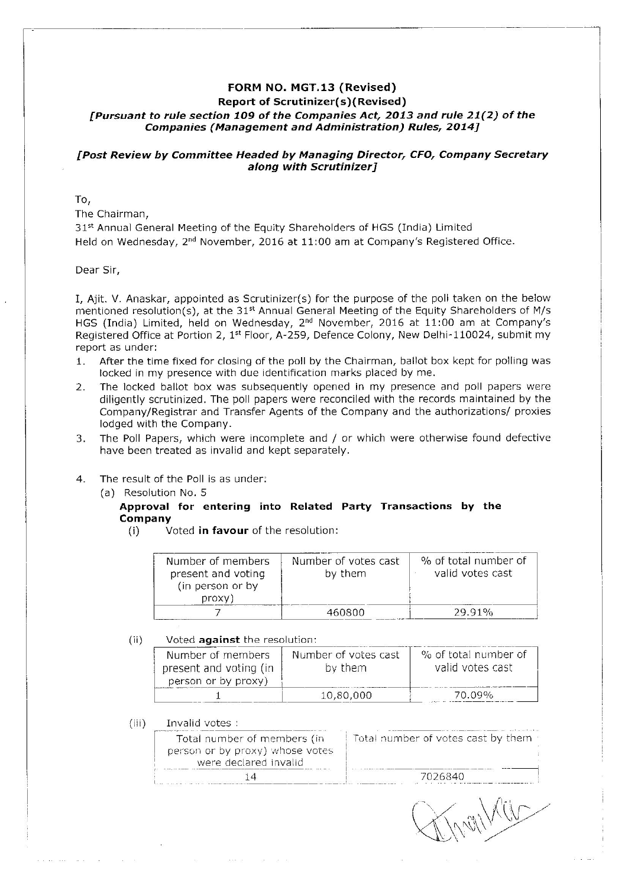## FORM NO. MGT.13 (Revised)

### Report of Scrutinizer(s)(Revised)

***[Pursuant to rule section 109 of the Companies Act, 2013 and rule 21(2) of the Companies (Management and Administration) Rules, 2014]***

***[Post Review by Committee Headed by Managing Director, CFO, Company Secretary along with Scrutinizer]***

To,
The Chairman,
31st Annual General Meeting of the Equity Shareholders of HGS (India) Limited
Held on Wednesday, 2nd November, 2016 at 11:00 am at Company's Registered Office.

Dear Sir,

I, Ajit. V. Anaskar, appointed as Scrutinizer(s) for the purpose of the poll taken on the below mentioned resolution(s), at the 31st Annual General Meeting of the Equity Shareholders of M/s HGS (India) Limited, held on Wednesday, 2nd November, 2016 at 11:00 am at Company's Registered Office at Portion 2, 1st Floor, A-259, Defence Colony, New Delhi-110024, submit my report as under:

1. After the time fixed for closing of the poll by the Chairman, ballot box kept for polling was locked in my presence with due identification marks placed by me.
2. The locked ballot box was subsequently opened in my presence and poll papers were diligently scrutinized. The poll papers were reconciled with the records maintained by the Company/Registrar and Transfer Agents of the Company and the authorizations/ proxies lodged with the Company.
3. The Poll Papers, which were incomplete and / or which were otherwise found defective have been treated as invalid and kept separately.
4. The result of the Poll is as under:
   (a) Resolution No. 5

   **Approval for entering into Related Party Transactions by the Company**

   (i) Voted **in favour** of the resolution:

| Number of members present and voting (in person or by proxy) | Number of votes cast by them | % of total number of valid votes cast |
|---|---|---|
| 7 | 460800 | 29.91% |

   (ii) Voted **against** the resolution:

| Number of members present and voting (in person or by proxy) | Number of votes cast by them | % of total number of valid votes cast |
|---|---|---|
| 1 | 10,80,000 | 70.09% |

   (iii) Invalid votes :

| Total number of members (in person or by proxy) whose votes were declared invalid | Total number of votes cast by them |
|---|---|
| 14 | 7026840 |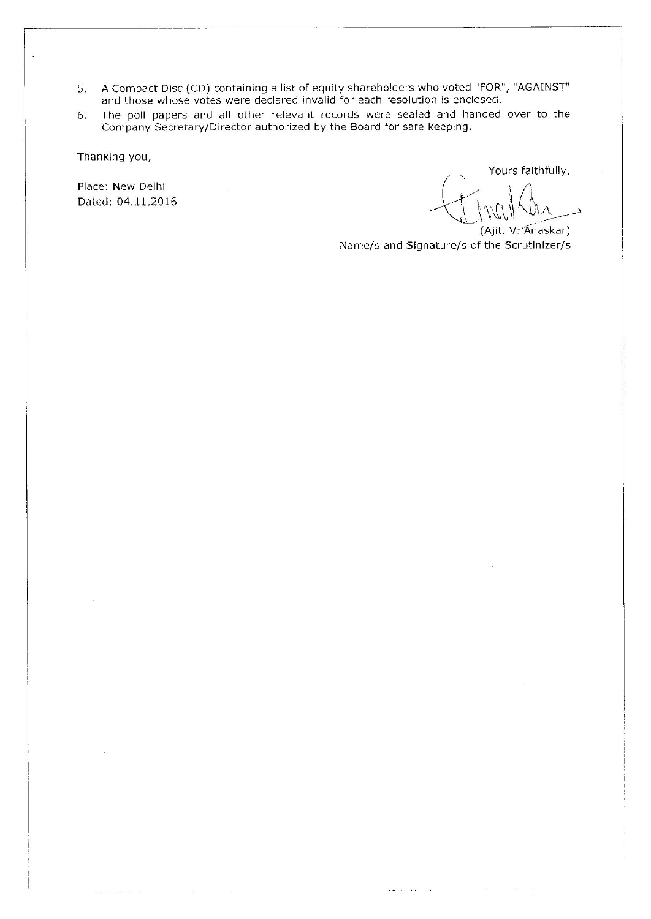5. A Compact Disc (CD) containing a list of equity shareholders who voted "FOR", "AGAINST" and those whose votes were declared invalid for each resolution is enclosed.
6. The poll papers and all other relevant records were sealed and handed over to the Company Secretary/Director authorized by the Board for safe keeping.

Thanking you,

Yours faithfully,

Place: New Delhi
Dated: 04.11.2016

(Ajit. V. Anaskar)
Name/s and Signature/s of the Scrutinizer/s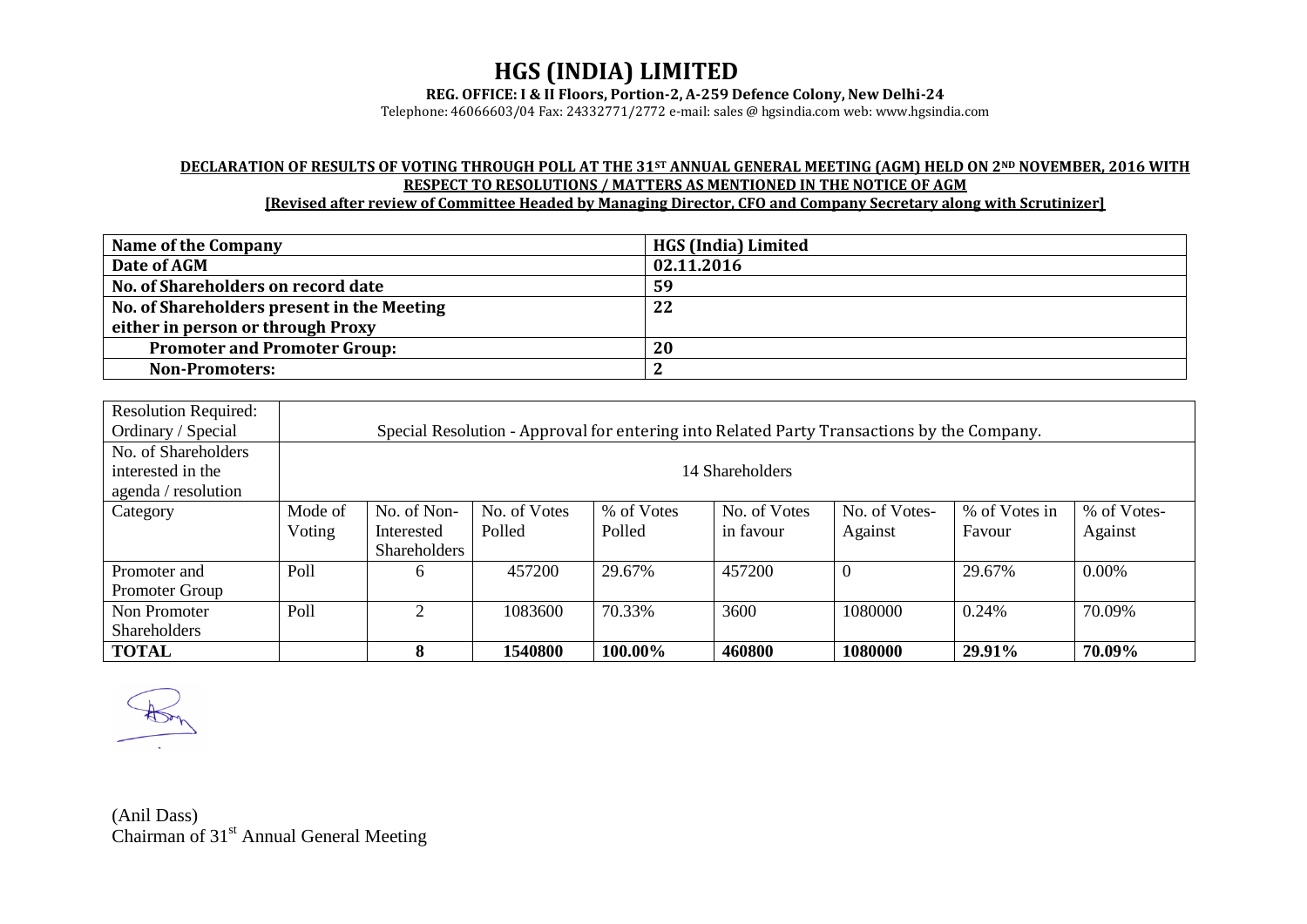# HGS (INDIA) LIMITED

**REG. OFFICE: I & II Floors, Portion-2, A-259 Defence Colony, New Delhi-24**

Telephone: 46066603/04 Fax: 24332771/2772 e-mail: sales @ hgsindia.com web: www.hgsindia.com

**DECLARATION OF RESULTS OF VOTING THROUGH POLL AT THE 31ST ANNUAL GENERAL MEETING (AGM) HELD ON 2ND NOVEMBER, 2016 WITH RESPECT TO RESOLUTIONS / MATTERS AS MENTIONED IN THE NOTICE OF AGM**

**[Revised after review of Committee Headed by Managing Director, CFO and Company Secretary along with Scrutinizer]**

| | |
|---|---|
| **Name of the Company** | **HGS (India) Limited** |
| **Date of AGM** | **02.11.2016** |
| **No. of Shareholders on record date** | **59** |
| **No. of Shareholders present in the Meeting either in person or through Proxy** | **22** |
| **Promoter and Promoter Group:** | **20** |
| **Non-Promoters:** | **2** |

| Resolution Required: Ordinary / Special | Special Resolution - Approval for entering into Related Party Transactions by the Company. | | | | | | | |
|---|---|---|---|---|---|---|---|---|
| No. of Shareholders interested in the agenda / resolution | 14 Shareholders | | | | | | | |
| Category | Mode of Voting | No. of Non-Interested Shareholders | No. of Votes Polled | % of Votes Polled | No. of Votes in favour | No. of Votes-Against | % of Votes in Favour | % of Votes-Against |
| Promoter and Promoter Group | Poll | 6 | 457200 | 29.67% | 457200 | 0 | 29.67% | 0.00% |
| Non Promoter Shareholders | Poll | 2 | 1083600 | 70.33% | 3600 | 1080000 | 0.24% | 70.09% |
| **TOTAL** | | **8** | **1540800** | **100.00%** | **460800** | **1080000** | **29.91%** | **70.09%** |

(Anil Dass)
Chairman of 31st Annual General Meeting